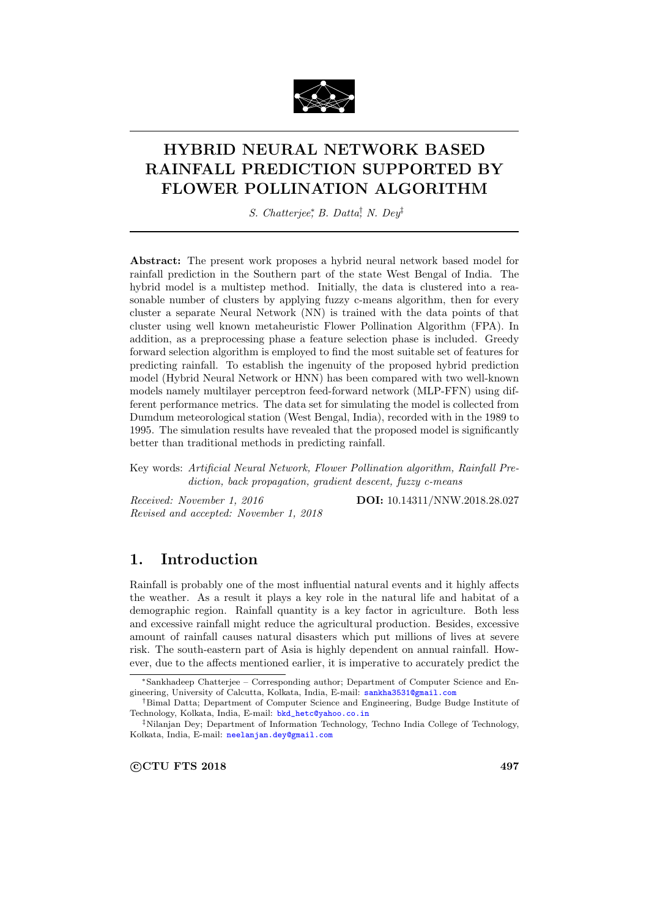# HYBRID NEURAL NETWORK BASED RAINFALL PREDICTION SUPPORTED BY FLOWER POLLINATION ALGORITHM

*S. Chatterjee*[*], *B. Datta*[†], *N. Dey*[‡]

**Abstract:** The present work proposes a hybrid neural network based model for rainfall prediction in the Southern part of the state West Bengal of India. The hybrid model is a multistep method. Initially, the data is clustered into a reasonable number of clusters by applying fuzzy c-means algorithm, then for every cluster a separate Neural Network (NN) is trained with the data points of that cluster using well known metaheuristic Flower Pollination Algorithm (FPA). In addition, as a preprocessing phase a feature selection phase is included. Greedy forward selection algorithm is employed to find the most suitable set of features for predicting rainfall. To establish the ingenuity of the proposed hybrid prediction model (Hybrid Neural Network or HNN) has been compared with two well-known models namely multilayer perceptron feed-forward network (MLP-FFN) using different performance metrics. The data set for simulating the model is collected from Dumdum meteorological station (West Bengal, India), recorded with in the 1989 to 1995. The simulation results have revealed that the proposed model is significantly better than traditional methods in predicting rainfall.

Key words: *Artificial Neural Network, Flower Pollination algorithm, Rainfall Prediction, back propagation, gradient descent, fuzzy c-means*

*Received: November 1, 2016*
*Revised and accepted: November 1, 2018*

**DOI:** 10.14311/NNW.2018.28.027

## 1. Introduction

Rainfall is probably one of the most influential natural events and it highly affects the weather. As a result it plays a key role in the natural life and habitat of a demographic region. Rainfall quantity is a key factor in agriculture. Both less and excessive rainfall might reduce the agricultural production. Besides, excessive amount of rainfall causes natural disasters which put millions of lives at severe risk. The south-eastern part of Asia is highly dependent on annual rainfall. However, due to the affects mentioned earlier, it is imperative to accurately predict the

---

[*]Sankhadeep Chatterjee – Corresponding author; Department of Computer Science and Engineering, University of Calcutta, Kolkata, India, E-mail: sankha3531@gmail.com

[†]Bimal Datta; Department of Computer Science and Engineering, Budge Budge Institute of Technology, Kolkata, India, E-mail: bkd_hetc@yahoo.co.in

[‡]Nilanjan Dey; Department of Information Technology, Techno India College of Technology, Kolkata, India, E-mail: neelanjan.dey@gmail.com

©CTU FTS 2018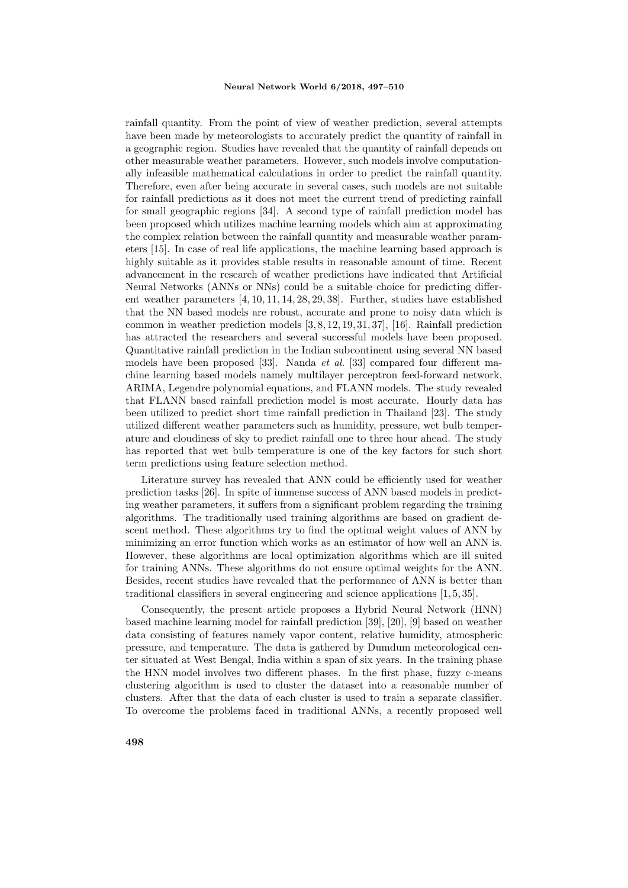rainfall quantity. From the point of view of weather prediction, several attempts have been made by meteorologists to accurately predict the quantity of rainfall in a geographic region. Studies have revealed that the quantity of rainfall depends on other measurable weather parameters. However, such models involve computationally infeasible mathematical calculations in order to predict the rainfall quantity. Therefore, even after being accurate in several cases, such models are not suitable for rainfall predictions as it does not meet the current trend of predicting rainfall for small geographic regions [34]. A second type of rainfall prediction model has been proposed which utilizes machine learning models which aim at approximating the complex relation between the rainfall quantity and measurable weather parameters [15]. In case of real life applications, the machine learning based approach is highly suitable as it provides stable results in reasonable amount of time. Recent advancement in the research of weather predictions have indicated that Artificial Neural Networks (ANNs or NNs) could be a suitable choice for predicting different weather parameters [4, 10, 11, 14, 28, 29, 38]. Further, studies have established that the NN based models are robust, accurate and prone to noisy data which is common in weather prediction models [3, 8, 12, 19, 31, 37], [16]. Rainfall prediction has attracted the researchers and several successful models have been proposed. Quantitative rainfall prediction in the Indian subcontinent using several NN based models have been proposed [33]. Nanda *et al*. [33] compared four different machine learning based models namely multilayer perceptron feed-forward network, ARIMA, Legendre polynomial equations, and FLANN models. The study revealed that FLANN based rainfall prediction model is most accurate. Hourly data has been utilized to predict short time rainfall prediction in Thailand [23]. The study utilized different weather parameters such as humidity, pressure, wet bulb temperature and cloudiness of sky to predict rainfall one to three hour ahead. The study has reported that wet bulb temperature is one of the key factors for such short term predictions using feature selection method.

Literature survey has revealed that ANN could be efficiently used for weather prediction tasks [26]. In spite of immense success of ANN based models in predicting weather parameters, it suffers from a significant problem regarding the training algorithms. The traditionally used training algorithms are based on gradient descent method. These algorithms try to find the optimal weight values of ANN by minimizing an error function which works as an estimator of how well an ANN is. However, these algorithms are local optimization algorithms which are ill suited for training ANNs. These algorithms do not ensure optimal weights for the ANN. Besides, recent studies have revealed that the performance of ANN is better than traditional classifiers in several engineering and science applications [1, 5, 35].

Consequently, the present article proposes a Hybrid Neural Network (HNN) based machine learning model for rainfall prediction [39], [20], [9] based on weather data consisting of features namely vapor content, relative humidity, atmospheric pressure, and temperature. The data is gathered by Dumdum meteorological center situated at West Bengal, India within a span of six years. In the training phase the HNN model involves two different phases. In the first phase, fuzzy c-means clustering algorithm is used to cluster the dataset into a reasonable number of clusters. After that the data of each cluster is used to train a separate classifier. To overcome the problems faced in traditional ANNs, a recently proposed well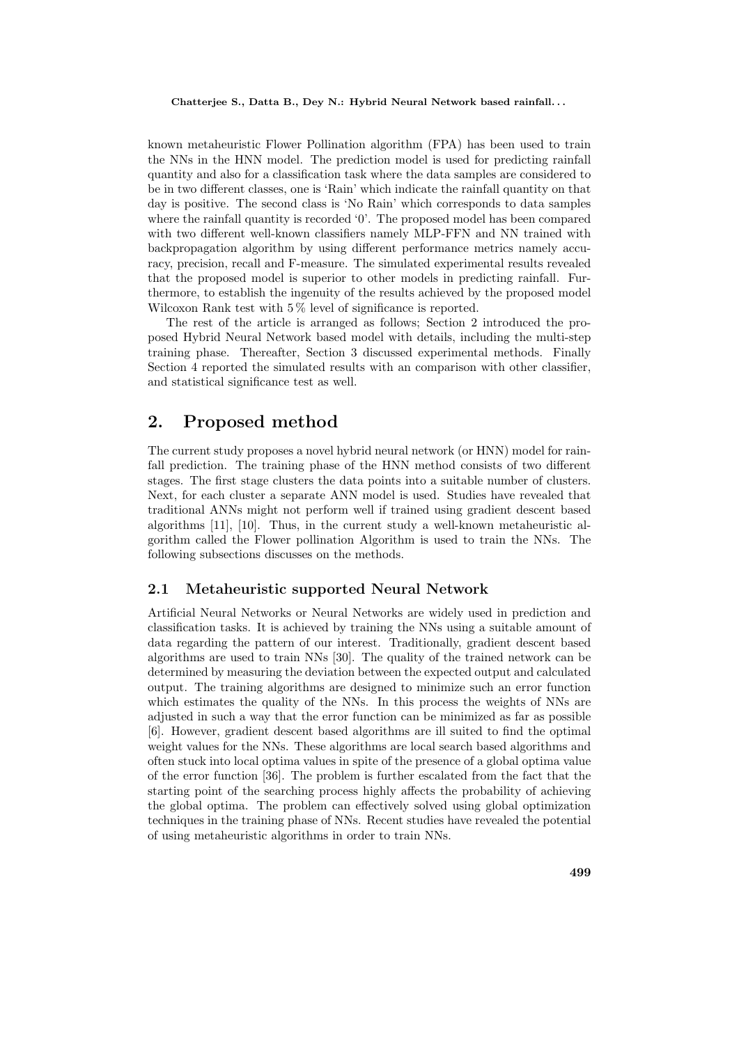known metaheuristic Flower Pollination algorithm (FPA) has been used to train the NNs in the HNN model. The prediction model is used for predicting rainfall quantity and also for a classification task where the data samples are considered to be in two different classes, one is 'Rain' which indicate the rainfall quantity on that day is positive. The second class is 'No Rain' which corresponds to data samples where the rainfall quantity is recorded '0'. The proposed model has been compared with two different well-known classifiers namely MLP-FFN and NN trained with backpropagation algorithm by using different performance metrics namely accuracy, precision, recall and F-measure. The simulated experimental results revealed that the proposed model is superior to other models in predicting rainfall. Furthermore, to establish the ingenuity of the results achieved by the proposed model Wilcoxon Rank test with 5 % level of significance is reported.

The rest of the article is arranged as follows; Section 2 introduced the proposed Hybrid Neural Network based model with details, including the multi-step training phase. Thereafter, Section 3 discussed experimental methods. Finally Section 4 reported the simulated results with an comparison with other classifier, and statistical significance test as well.

## 2. Proposed method

The current study proposes a novel hybrid neural network (or HNN) model for rainfall prediction. The training phase of the HNN method consists of two different stages. The first stage clusters the data points into a suitable number of clusters. Next, for each cluster a separate ANN model is used. Studies have revealed that traditional ANNs might not perform well if trained using gradient descent based algorithms [11], [10]. Thus, in the current study a well-known metaheuristic algorithm called the Flower pollination Algorithm is used to train the NNs. The following subsections discusses on the methods.

### 2.1 Metaheuristic supported Neural Network

Artificial Neural Networks or Neural Networks are widely used in prediction and classification tasks. It is achieved by training the NNs using a suitable amount of data regarding the pattern of our interest. Traditionally, gradient descent based algorithms are used to train NNs [30]. The quality of the trained network can be determined by measuring the deviation between the expected output and calculated output. The training algorithms are designed to minimize such an error function which estimates the quality of the NNs. In this process the weights of NNs are adjusted in such a way that the error function can be minimized as far as possible [6]. However, gradient descent based algorithms are ill suited to find the optimal weight values for the NNs. These algorithms are local search based algorithms and often stuck into local optima values in spite of the presence of a global optima value of the error function [36]. The problem is further escalated from the fact that the starting point of the searching process highly affects the probability of achieving the global optima. The problem can effectively solved using global optimization techniques in the training phase of NNs. Recent studies have revealed the potential of using metaheuristic algorithms in order to train NNs.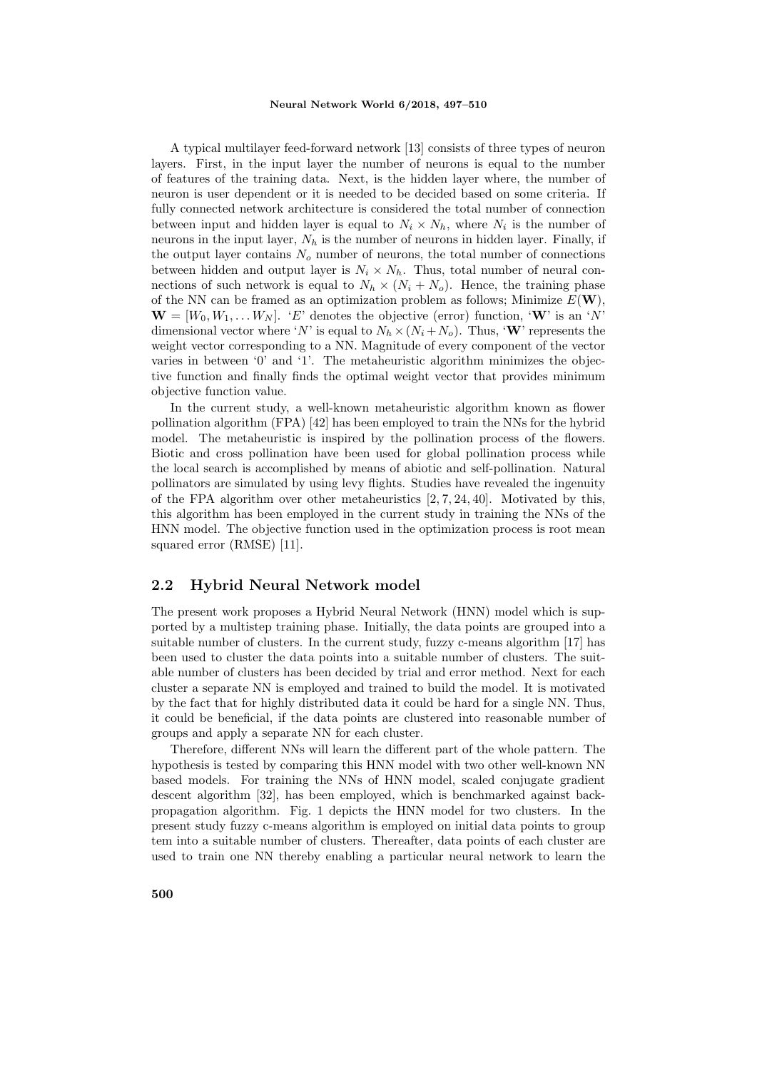A typical multilayer feed-forward network [13] consists of three types of neuron layers. First, in the input layer the number of neurons is equal to the number of features of the training data. Next, is the hidden layer where, the number of neuron is user dependent or it is needed to be decided based on some criteria. If fully connected network architecture is considered the total number of connection between input and hidden layer is equal to $N_i \times N_h$, where $N_i$ is the number of neurons in the input layer, $N_h$ is the number of neurons in hidden layer. Finally, if the output layer contains $N_o$ number of neurons, the total number of connections between hidden and output layer is $N_i \times N_h$. Thus, total number of neural connections of such network is equal to $N_h \times (N_i + N_o)$. Hence, the training phase of the NN can be framed as an optimization problem as follows; Minimize $E(\mathbf{W})$, $\mathbf{W} = [W_0, W_1, \ldots W_N]$. '$E$' denotes the objective (error) function, '$\mathbf{W}$' is an '$N$' dimensional vector where '$N$' is equal to $N_h \times (N_i + N_o)$. Thus, '$\mathbf{W}$' represents the weight vector corresponding to a NN. Magnitude of every component of the vector varies in between '0' and '1'. The metaheuristic algorithm minimizes the objective function and finally finds the optimal weight vector that provides minimum objective function value.

In the current study, a well-known metaheuristic algorithm known as flower pollination algorithm (FPA) [42] has been employed to train the NNs for the hybrid model. The metaheuristic is inspired by the pollination process of the flowers. Biotic and cross pollination have been used for global pollination process while the local search is accomplished by means of abiotic and self-pollination. Natural pollinators are simulated by using levy flights. Studies have revealed the ingenuity of the FPA algorithm over other metaheuristics [2, 7, 24, 40]. Motivated by this, this algorithm has been employed in the current study in training the NNs of the HNN model. The objective function used in the optimization process is root mean squared error (RMSE) [11].

## 2.2 Hybrid Neural Network model

The present work proposes a Hybrid Neural Network (HNN) model which is supported by a multistep training phase. Initially, the data points are grouped into a suitable number of clusters. In the current study, fuzzy c-means algorithm [17] has been used to cluster the data points into a suitable number of clusters. The suitable number of clusters has been decided by trial and error method. Next for each cluster a separate NN is employed and trained to build the model. It is motivated by the fact that for highly distributed data it could be hard for a single NN. Thus, it could be beneficial, if the data points are clustered into reasonable number of groups and apply a separate NN for each cluster.

Therefore, different NNs will learn the different part of the whole pattern. The hypothesis is tested by comparing this HNN model with two other well-known NN based models. For training the NNs of HNN model, scaled conjugate gradient descent algorithm [32], has been employed, which is benchmarked against backpropagation algorithm. Fig. 1 depicts the HNN model for two clusters. In the present study fuzzy c-means algorithm is employed on initial data points to group tem into a suitable number of clusters. Thereafter, data points of each cluster are used to train one NN thereby enabling a particular neural network to learn the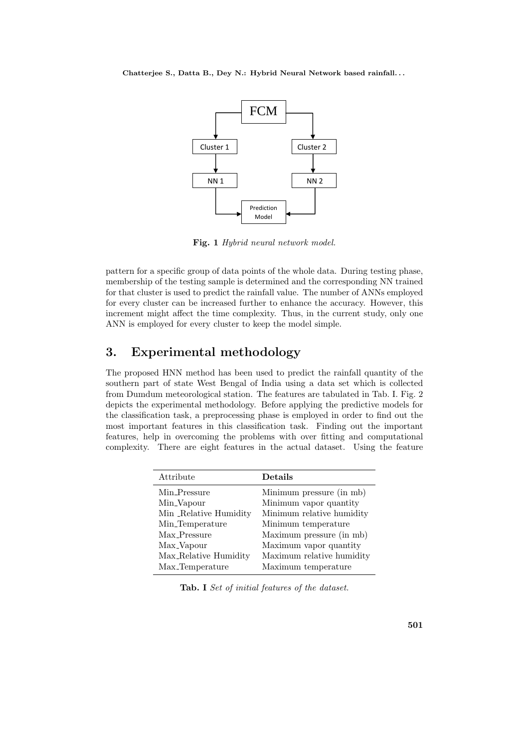Fig. 1 *Hybrid neural network model.*

pattern for a specific group of data points of the whole data. During testing phase, membership of the testing sample is determined and the corresponding NN trained for that cluster is used to predict the rainfall value. The number of ANNs employed for every cluster can be increased further to enhance the accuracy. However, this increment might affect the time complexity. Thus, in the current study, only one ANN is employed for every cluster to keep the model simple.

## 3. Experimental methodology

The proposed HNN method has been used to predict the rainfall quantity of the southern part of state West Bengal of India using a data set which is collected from Dumdum meteorological station. The features are tabulated in Tab. I. Fig. 2 depicts the experimental methodology. Before applying the predictive models for the classification task, a preprocessing phase is employed in order to find out the most important features in this classification task. Finding out the important features, help in overcoming the problems with over fitting and computational complexity. There are eight features in the actual dataset. Using the feature

| Attribute | **Details** |
|---|---|
| Min_Pressure | Minimum pressure (in mb) |
| Min_Vapour | Minimum vapor quantity |
| Min _Relative Humidity | Minimum relative humidity |
| Min_Temperature | Minimum temperature |
| Max_Pressure | Maximum pressure (in mb) |
| Max_Vapour | Maximum vapor quantity |
| Max_Relative Humidity | Maximum relative humidity |
| Max_Temperature | Maximum temperature |

**Tab. I** *Set of initial features of the dataset.*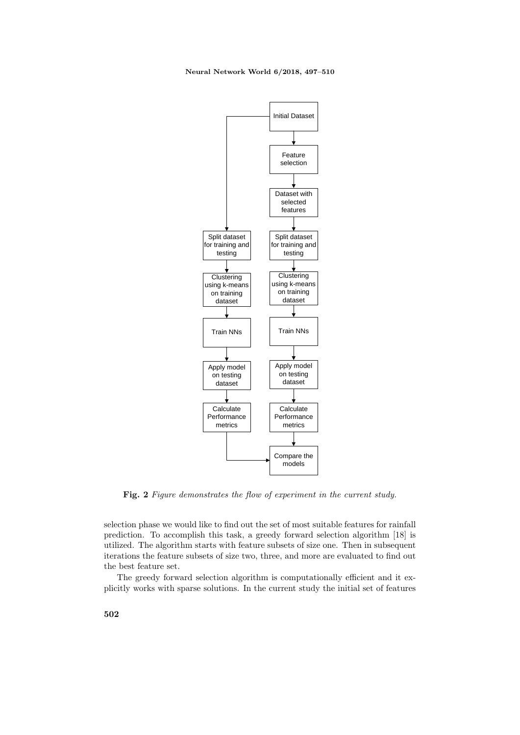**Fig. 2** *Figure demonstrates the flow of experiment in the current study.*

selection phase we would like to find out the set of most suitable features for rainfall prediction. To accomplish this task, a greedy forward selection algorithm [18] is utilized. The algorithm starts with feature subsets of size one. Then in subsequent iterations the feature subsets of size two, three, and more are evaluated to find out the best feature set.

The greedy forward selection algorithm is computationally efficient and it explicitly works with sparse solutions. In the current study the initial set of features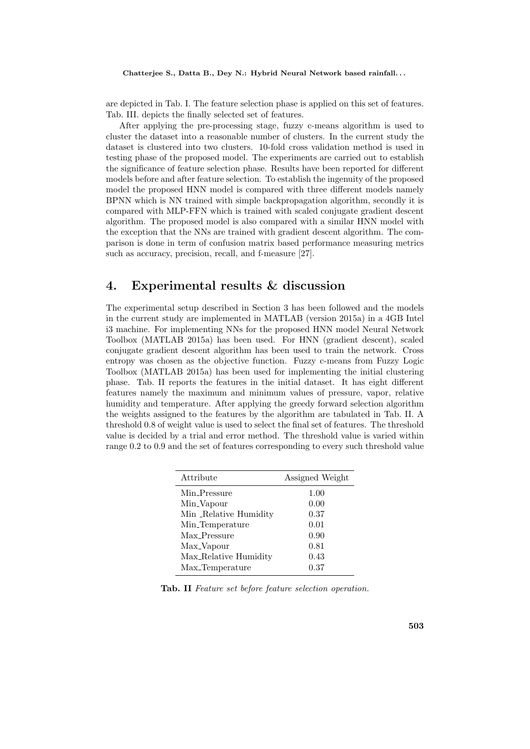are depicted in Tab. I. The feature selection phase is applied on this set of features. Tab. III. depicts the finally selected set of features.

After applying the pre-processing stage, fuzzy c-means algorithm is used to cluster the dataset into a reasonable number of clusters. In the current study the dataset is clustered into two clusters. 10-fold cross validation method is used in testing phase of the proposed model. The experiments are carried out to establish the significance of feature selection phase. Results have been reported for different models before and after feature selection. To establish the ingenuity of the proposed model the proposed HNN model is compared with three different models namely BPNN which is NN trained with simple backpropagation algorithm, secondly it is compared with MLP-FFN which is trained with scaled conjugate gradient descent algorithm. The proposed model is also compared with a similar HNN model with the exception that the NNs are trained with gradient descent algorithm. The comparison is done in term of confusion matrix based performance measuring metrics such as accuracy, precision, recall, and f-measure [27].

## 4. Experimental results & discussion

The experimental setup described in Section 3 has been followed and the models in the current study are implemented in MATLAB (version 2015a) in a 4GB Intel i3 machine. For implementing NNs for the proposed HNN model Neural Network Toolbox (MATLAB 2015a) has been used. For HNN (gradient descent), scaled conjugate gradient descent algorithm has been used to train the network. Cross entropy was chosen as the objective function. Fuzzy c-means from Fuzzy Logic Toolbox (MATLAB 2015a) has been used for implementing the initial clustering phase. Tab. II reports the features in the initial dataset. It has eight different features namely the maximum and minimum values of pressure, vapor, relative humidity and temperature. After applying the greedy forward selection algorithm the weights assigned to the features by the algorithm are tabulated in Tab. II. A threshold 0.8 of weight value is used to select the final set of features. The threshold value is decided by a trial and error method. The threshold value is varied within range 0.2 to 0.9 and the set of features corresponding to every such threshold value

| Attribute | Assigned Weight |
|---|---|
| Min_Pressure | 1.00 |
| Min_Vapour | 0.00 |
| Min _Relative Humidity | 0.37 |
| Min_Temperature | 0.01 |
| Max_Pressure | 0.90 |
| Max_Vapour | 0.81 |
| Max_Relative Humidity | 0.43 |
| Max_Temperature | 0.37 |

**Tab. II** *Feature set before feature selection operation.*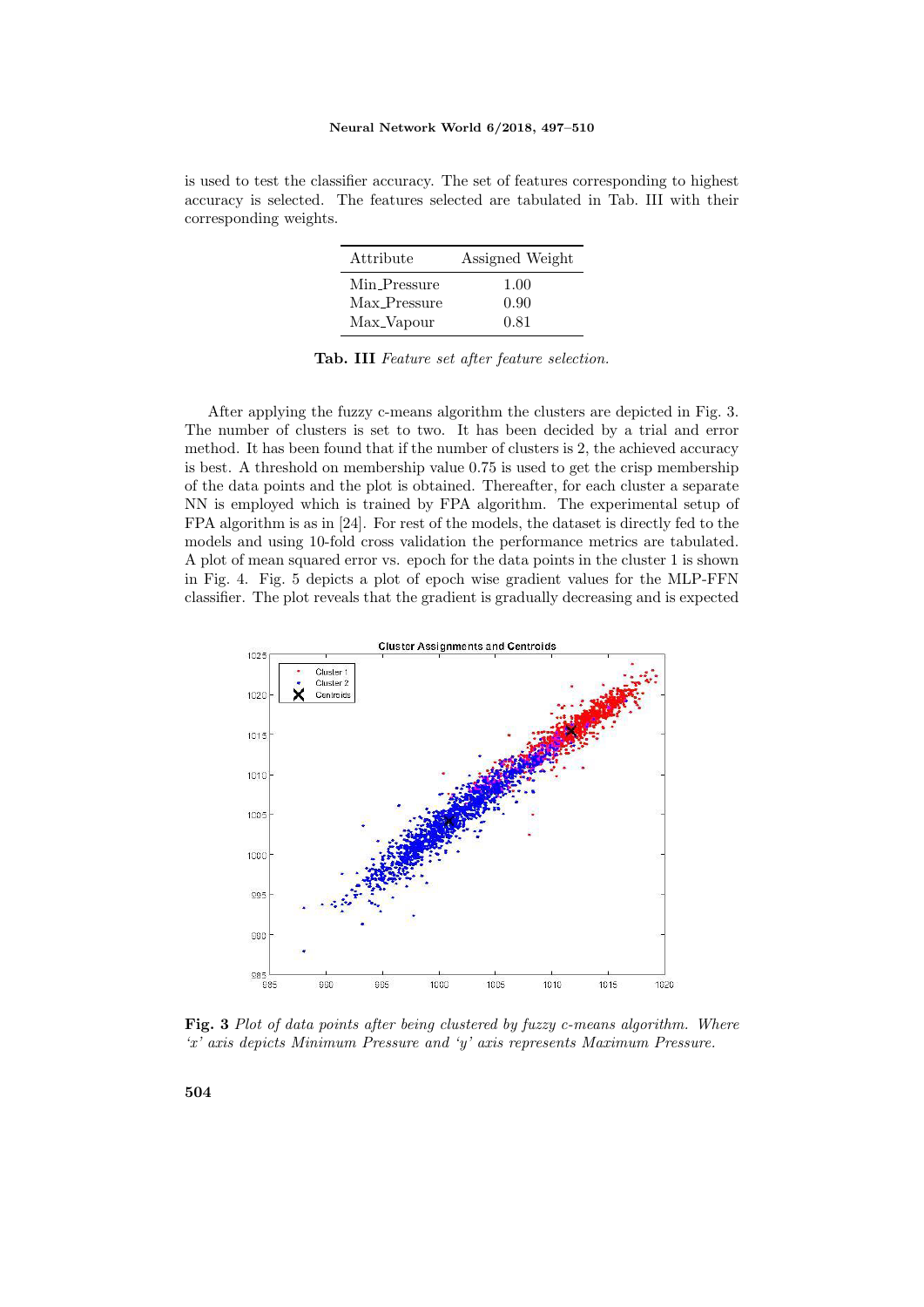is used to test the classifier accuracy. The set of features corresponding to highest accuracy is selected. The features selected are tabulated in Tab. III with their corresponding weights.

| Attribute | Assigned Weight |
|---|---|
| Min_Pressure | 1.00 |
| Max_Pressure | 0.90 |
| Max_Vapour | 0.81 |

**Tab. III** *Feature set after feature selection.*

After applying the fuzzy c-means algorithm the clusters are depicted in Fig. 3. The number of clusters is set to two. It has been decided by a trial and error method. It has been found that if the number of clusters is 2, the achieved accuracy is best. A threshold on membership value 0.75 is used to get the crisp membership of the data points and the plot is obtained. Thereafter, for each cluster a separate NN is employed which is trained by FPA algorithm. The experimental setup of FPA algorithm is as in [24]. For rest of the models, the dataset is directly fed to the models and using 10-fold cross validation the performance metrics are tabulated. A plot of mean squared error vs. epoch for the data points in the cluster 1 is shown in Fig. 4. Fig. 5 depicts a plot of epoch wise gradient values for the MLP-FFN classifier. The plot reveals that the gradient is gradually decreasing and is expected

**Fig. 3** *Plot of data points after being clustered by fuzzy c-means algorithm. Where 'x' axis depicts Minimum Pressure and 'y' axis represents Maximum Pressure.*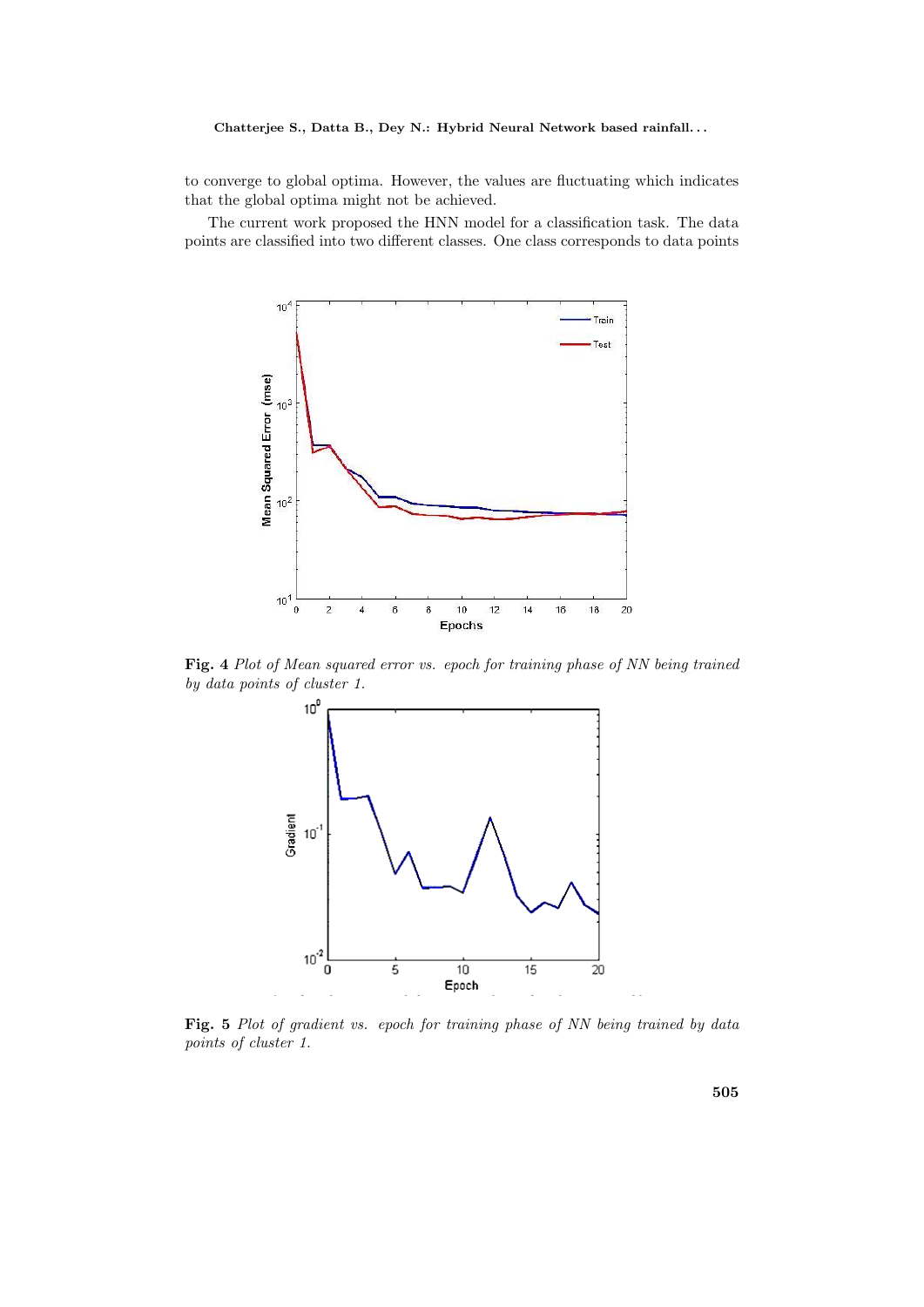to converge to global optima. However, the values are fluctuating which indicates that the global optima might not be achieved.

The current work proposed the HNN model for a classification task. The data points are classified into two different classes. One class corresponds to data points

**Fig. 4** *Plot of Mean squared error vs. epoch for training phase of NN being trained by data points of cluster 1.*

**Fig. 5** *Plot of gradient vs. epoch for training phase of NN being trained by data points of cluster 1.*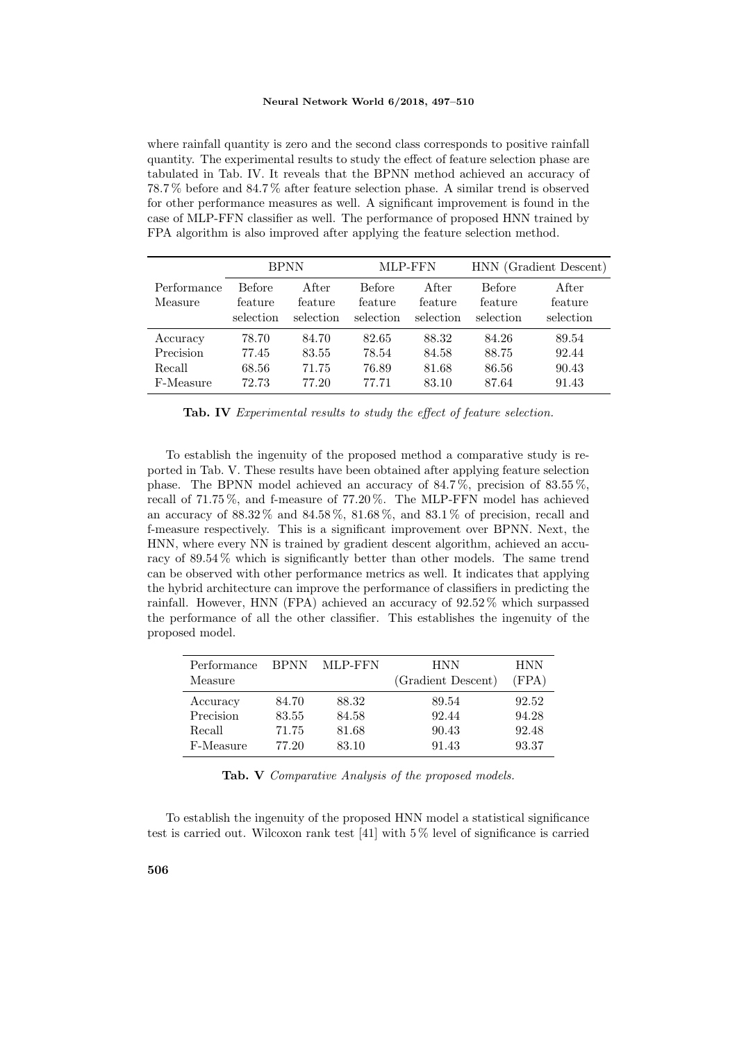where rainfall quantity is zero and the second class corresponds to positive rainfall quantity. The experimental results to study the effect of feature selection phase are tabulated in Tab. IV. It reveals that the BPNN method achieved an accuracy of 78.7 % before and 84.7 % after feature selection phase. A similar trend is observed for other performance measures as well. A significant improvement is found in the case of MLP-FFN classifier as well. The performance of proposed HNN trained by FPA algorithm is also improved after applying the feature selection method.

| | BPNN | | MLP-FFN | | HNN (Gradient Descent) | |
|---|---|---|---|---|---|---|
| Performance Measure | Before feature selection | After feature selection | Before feature selection | After feature selection | Before feature selection | After feature selection |
| Accuracy | 78.70 | 84.70 | 82.65 | 88.32 | 84.26 | 89.54 |
| Precision | 77.45 | 83.55 | 78.54 | 84.58 | 88.75 | 92.44 |
| Recall | 68.56 | 71.75 | 76.89 | 81.68 | 86.56 | 90.43 |
| F-Measure | 72.73 | 77.20 | 77.71 | 83.10 | 87.64 | 91.43 |

**Tab. IV** *Experimental results to study the effect of feature selection.*

To establish the ingenuity of the proposed method a comparative study is reported in Tab. V. These results have been obtained after applying feature selection phase. The BPNN model achieved an accuracy of 84.7 %, precision of 83.55 %, recall of 71.75 %, and f-measure of 77.20 %. The MLP-FFN model has achieved an accuracy of 88.32 % and 84.58 %, 81.68 %, and 83.1 % of precision, recall and f-measure respectively. This is a significant improvement over BPNN. Next, the HNN, where every NN is trained by gradient descent algorithm, achieved an accuracy of 89.54 % which is significantly better than other models. The same trend can be observed with other performance metrics as well. It indicates that applying the hybrid architecture can improve the performance of classifiers in predicting the rainfall. However, HNN (FPA) achieved an accuracy of 92.52 % which surpassed the performance of all the other classifier. This establishes the ingenuity of the proposed model.

| Performance Measure | BPNN | MLP-FFN | HNN (Gradient Descent) | HNN (FPA) |
|---|---|---|---|---|
| Accuracy | 84.70 | 88.32 | 89.54 | 92.52 |
| Precision | 83.55 | 84.58 | 92.44 | 94.28 |
| Recall | 71.75 | 81.68 | 90.43 | 92.48 |
| F-Measure | 77.20 | 83.10 | 91.43 | 93.37 |

**Tab. V** *Comparative Analysis of the proposed models.*

To establish the ingenuity of the proposed HNN model a statistical significance test is carried out. Wilcoxon rank test [41] with 5 % level of significance is carried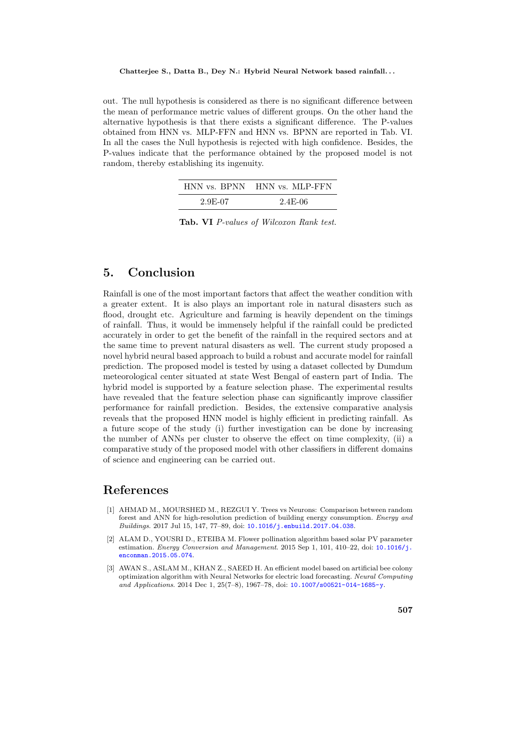out. The null hypothesis is considered as there is no significant difference between the mean of performance metric values of different groups. On the other hand the alternative hypothesis is that there exists a significant difference. The P-values obtained from HNN vs. MLP-FFN and HNN vs. BPNN are reported in Tab. VI. In all the cases the Null hypothesis is rejected with high confidence. Besides, the P-values indicate that the performance obtained by the proposed model is not random, thereby establishing its ingenuity.

| HNN vs. BPNN | HNN vs. MLP-FFN |
|---|---|
| 2.9E-07 | 2.4E-06 |

**Tab. VI** *P-values of Wilcoxon Rank test.*

## 5. Conclusion

Rainfall is one of the most important factors that affect the weather condition with a greater extent. It is also plays an important role in natural disasters such as flood, drought etc. Agriculture and farming is heavily dependent on the timings of rainfall. Thus, it would be immensely helpful if the rainfall could be predicted accurately in order to get the benefit of the rainfall in the required sectors and at the same time to prevent natural disasters as well. The current study proposed a novel hybrid neural based approach to build a robust and accurate model for rainfall prediction. The proposed model is tested by using a dataset collected by Dumdum meteorological center situated at state West Bengal of eastern part of India. The hybrid model is supported by a feature selection phase. The experimental results have revealed that the feature selection phase can significantly improve classifier performance for rainfall prediction. Besides, the extensive comparative analysis reveals that the proposed HNN model is highly efficient in predicting rainfall. As a future scope of the study (i) further investigation can be done by increasing the number of ANNs per cluster to observe the effect on time complexity, (ii) a comparative study of the proposed model with other classifiers in different domains of science and engineering can be carried out.

## References

[1] AHMAD M., MOURSHED M., REZGUI Y. Trees vs Neurons: Comparison between random forest and ANN for high-resolution prediction of building energy consumption. *Energy and Buildings*. 2017 Jul 15, 147, 77–89, doi: 10.1016/j.enbuild.2017.04.038.

[2] ALAM D., YOUSRI D., ETEIBA M. Flower pollination algorithm based solar PV parameter estimation. *Energy Conversion and Management*. 2015 Sep 1, 101, 410–22, doi: 10.1016/j.enconman.2015.05.074.

[3] AWAN S., ASLAM M., KHAN Z., SAEED H. An efficient model based on artificial bee colony optimization algorithm with Neural Networks for electric load forecasting. *Neural Computing and Applications*. 2014 Dec 1, 25(7–8), 1967–78, doi: 10.1007/s00521-014-1685-y.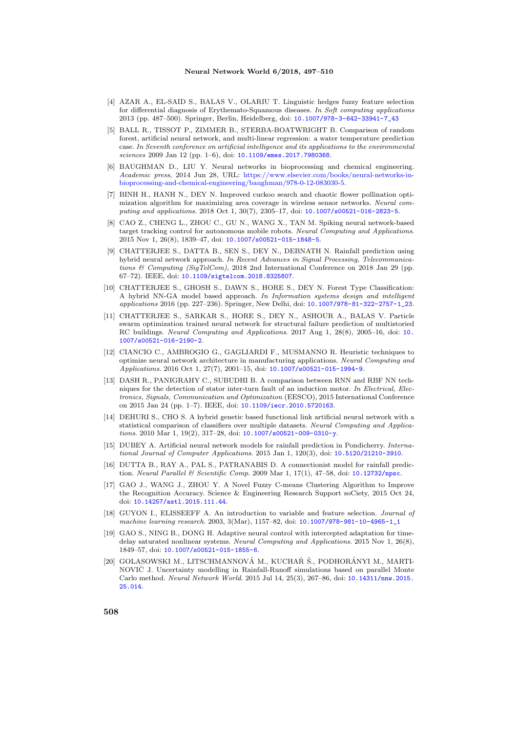[4] AZAR A., EL-SAID S., BALAS V., OLARIU T. Linguistic hedges fuzzy feature selection for differential diagnosis of Erythemato-Squamous diseases. *In Soft computing applications* 2013 (pp. 487–500). Springer, Berlin, Heidelberg, doi: 10.1007/978-3-642-33941-7_43

[5] BALL R., TISSOT P., ZIMMER B., STERBA-BOATWRIGHT B. Comparison of random forest, artificial neural network, and multi-linear regression: a water temperature prediction case. *In Seventh conference on artificial intelligence and its applications to the environmental sciences* 2009 Jan 12 (pp. 1–6), doi: 10.1109/emes.2017.7980368.

[6] BAUGHMAN D., LIU Y. Neural networks in bioprocessing and chemical engineering. *Academic press*, 2014 Jun 28, URL: https://www.elsevier.com/books/neural-networks-in-bioprocessing-and-chemical-engineering/baughman/978-0-12-083030-5.

[7] BINH H., HANH N., DEY N. Improved cuckoo search and chaotic flower pollination optimization algorithm for maximizing area coverage in wireless sensor networks. *Neural computing and applications*. 2018 Oct 1, 30(7), 2305–17, doi: 10.1007/s00521-016-2823-5.

[8] CAO Z., CHENG L., ZHOU C., GU N., WANG X., TAN M. Spiking neural network-based target tracking control for autonomous mobile robots. *Neural Computing and Applications*. 2015 Nov 1, 26(8), 1839–47, doi: 10.1007/s00521-015-1848-5.

[9] CHATTERJEE S., DATTA B., SEN S., DEY N., DEBNATH N. Rainfall prediction using hybrid neural network approach. *In Recent Advances in Signal Processing, Telecommunications & Computing (SigTelCom)*, 2018 2nd International Conference on 2018 Jan 29 (pp. 67–72). IEEE, doi: 10.1109/sigtelcom.2018.8325807.

[10] CHATTERJEE S., GHOSH S., DAWN S., HORE S., DEY N. Forest Type Classification: A hybrid NN-GA model based approach. *In Information systems design and intelligent applications* 2016 (pp. 227–236). Springer, New Delhi, doi: 10.1007/978-81-322-2757-1_23.

[11] CHATTERJEE S., SARKAR S., HORE S., DEY N., ASHOUR A., BALAS V. Particle swarm optimization trained neural network for structural failure prediction of multistoried RC buildings. *Neural Computing and Applications*. 2017 Aug 1, 28(8), 2005–16, doi: 10.1007/s00521-016-2190-2.

[12] CIANCIO C., AMBROGIO G., GAGLIARDI F., MUSMANNO R. Heuristic techniques to optimize neural network architecture in manufacturing applications. *Neural Computing and Applications*. 2016 Oct 1, 27(7), 2001–15, doi: 10.1007/s00521-015-1994-9.

[13] DASH R., PANIGRAHY C., SUBUDHI B. A comparison between RNN and RBF NN techniques for the detection of stator inter-turn fault of an induction motor. *In Electrical, Electronics, Signals, Communication and Optimization* (EESCO), 2015 International Conference on 2015 Jan 24 (pp. 1–7). IEEE, doi: 10.1109/iecr.2010.5720163.

[14] DEHURI S., CHO S. A hybrid genetic based functional link artificial neural network with a statistical comparison of classifiers over multiple datasets. *Neural Computing and Applications*. 2010 Mar 1, 19(2), 317–28, doi: 10.1007/s00521-009-0310-y.

[15] DUBEY A. Artificial neural network models for rainfall prediction in Pondicherry. *International Journal of Computer Applications*. 2015 Jan 1, 120(3), doi: 10.5120/21210-3910.

[16] DUTTA B., RAY A., PAL S., PATRANABIS D. A connectionist model for rainfall prediction. *Neural Parallel & Scientific Comp*. 2009 Mar 1, 17(1), 47–58, doi: 10.12732/npsc.

[17] GAO J., WANG J., ZHOU Y. A Novel Fuzzy C-means Clustering Algorithm to Improve the Recognition Accuracy. Science & Engineering Research Support soCiety, 2015 Oct 24, doi: 10.14257/astl.2015.111.44.

[18] GUYON I., ELISSEEFF A. An introduction to variable and feature selection. *Journal of machine learning research*. 2003, 3(Mar), 1157–82, doi: 10.1007/978-981-10-4965-1_1

[19] GAO S., NING B., DONG H. Adaptive neural control with intercepted adaptation for time-delay saturated nonlinear systems. *Neural Computing and Applications*. 2015 Nov 1, 26(8), 1849–57, doi: 10.1007/s00521-015-1855-6.

[20] GOLASOWSKI M., LITSCHMANNOVÁ M., KUCHAŘ Š., PODHORÁNYI M., MARTINOVIČ J. Uncertainty modelling in Rainfall-Runoff simulations based on parallel Monte Carlo method. *Neural Network World*. 2015 Jul 14, 25(3), 267–86, doi: 10.14311/nnw.2015.25.014.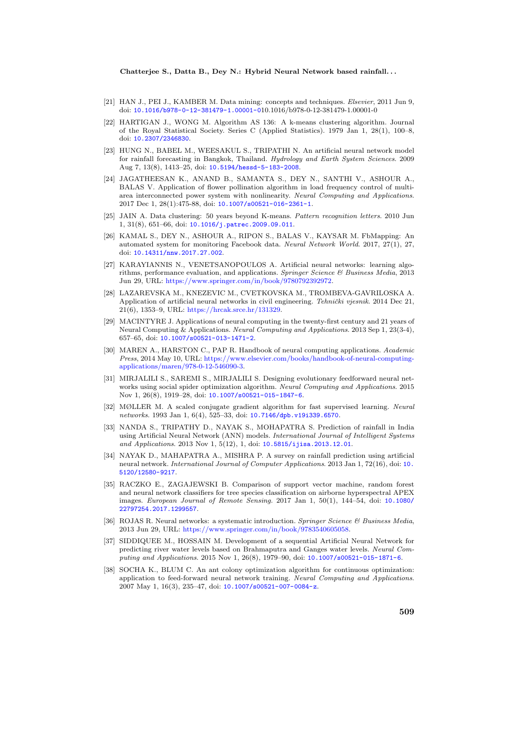[21] HAN J., PEI J., KAMBER M. Data mining: concepts and techniques. *Elsevier*, 2011 Jun 9, doi: 10.1016/b978-0-12-381479-1.00001-010.1016/b978-0-12-381479-1.00001-0

[22] HARTIGAN J., WONG M. Algorithm AS 136: A k-means clustering algorithm. Journal of the Royal Statistical Society. Series C (Applied Statistics). 1979 Jan 1, 28(1), 100–8, doi: 10.2307/2346830.

[23] HUNG N., BABEL M., WEESAKUL S., TRIPATHI N. An artificial neural network model for rainfall forecasting in Bangkok, Thailand. *Hydrology and Earth System Sciences*. 2009 Aug 7, 13(8), 1413–25, doi: 10.5194/hessd-5-183-2008.

[24] JAGATHEESAN K., ANAND B., SAMANTA S., DEY N., SANTHI V., ASHOUR A., BALAS V. Application of flower pollination algorithm in load frequency control of multi-area interconnected power system with nonlinearity. *Neural Computing and Applications*. 2017 Dec 1, 28(1):475-88, doi: 10.1007/s00521-016-2361-1.

[25] JAIN A. Data clustering: 50 years beyond K-means. *Pattern recognition letters*. 2010 Jun 1, 31(8), 651–66, doi: 10.1016/j.patrec.2009.09.011.

[26] KAMAL S., DEY N., ASHOUR A., RIPON S., BALAS V., KAYSAR M. FbMapping: An automated system for monitoring Facebook data. *Neural Network World*. 2017, 27(1), 27, doi: 10.14311/nnw.2017.27.002.

[27] KARAYIANNIS N., VENETSANOPOULOS A. Artificial neural networks: learning algorithms, performance evaluation, and applications. *Springer Science & Business Media*, 2013 Jun 29, URL: https://www.springer.com/in/book/9780792392972.

[28] LAZAREVSKA M., KNEZEVIC M., CVETKOVSKA M., TROMBEVA-GAVRILOSKA A. Application of artificial neural networks in civil engineering. *Tehnički vjesnik*. 2014 Dec 21, 21(6), 1353–9, URL: https://hrcak.srce.hr/131329.

[29] MACINTYRE J. Applications of neural computing in the twenty-first century and 21 years of Neural Computing & Applications. *Neural Computing and Applications*. 2013 Sep 1, 23(3-4), 657–65, doi: 10.1007/s00521-013-1471-2.

[30] MAREN A., HARSTON C., PAP R. Handbook of neural computing applications. *Academic Press*, 2014 May 10, URL: https://www.elsevier.com/books/handbook-of-neural-computing-applications/maren/978-0-12-546090-3.

[31] MIRJALILI S., SAREMI S., MIRJALILI S. Designing evolutionary feedforward neural networks using social spider optimization algorithm. *Neural Computing and Applications*. 2015 Nov 1, 26(8), 1919–28, doi: 10.1007/s00521-015-1847-6.

[32] MØLLER M. A scaled conjugate gradient algorithm for fast supervised learning. *Neural networks*. 1993 Jan 1, 6(4), 525–33, doi: 10.7146/dpb.v19i339.6570.

[33] NANDA S., TRIPATHY D., NAYAK S., MOHAPATRA S. Prediction of rainfall in India using Artificial Neural Network (ANN) models. *International Journal of Intelligent Systems and Applications*. 2013 Nov 1, 5(12), 1, doi: 10.5815/ijisa.2013.12.01.

[34] NAYAK D., MAHAPATRA A., MISHRA P. A survey on rainfall prediction using artificial neural network. *International Journal of Computer Applications*. 2013 Jan 1, 72(16), doi: 10.5120/12580-9217.

[35] RACZKO E., ZAGAJEWSKI B. Comparison of support vector machine, random forest and neural network classifiers for tree species classification on airborne hyperspectral APEX images. *European Journal of Remote Sensing*. 2017 Jan 1, 50(1), 144–54, doi: 10.1080/22797254.2017.1299557.

[36] ROJAS R. Neural networks: a systematic introduction. *Springer Science & Business Media*, 2013 Jun 29, URL: https://www.springer.com/in/book/9783540605058.

[37] SIDDIQUEE M., HOSSAIN M. Development of a sequential Artificial Neural Network for predicting river water levels based on Brahmaputra and Ganges water levels. *Neural Computing and Applications*. 2015 Nov 1, 26(8), 1979–90, doi: 10.1007/s00521-015-1871-6.

[38] SOCHA K., BLUM C. An ant colony optimization algorithm for continuous optimization: application to feed-forward neural network training. *Neural Computing and Applications*. 2007 May 1, 16(3), 235–47, doi: 10.1007/s00521-007-0084-z.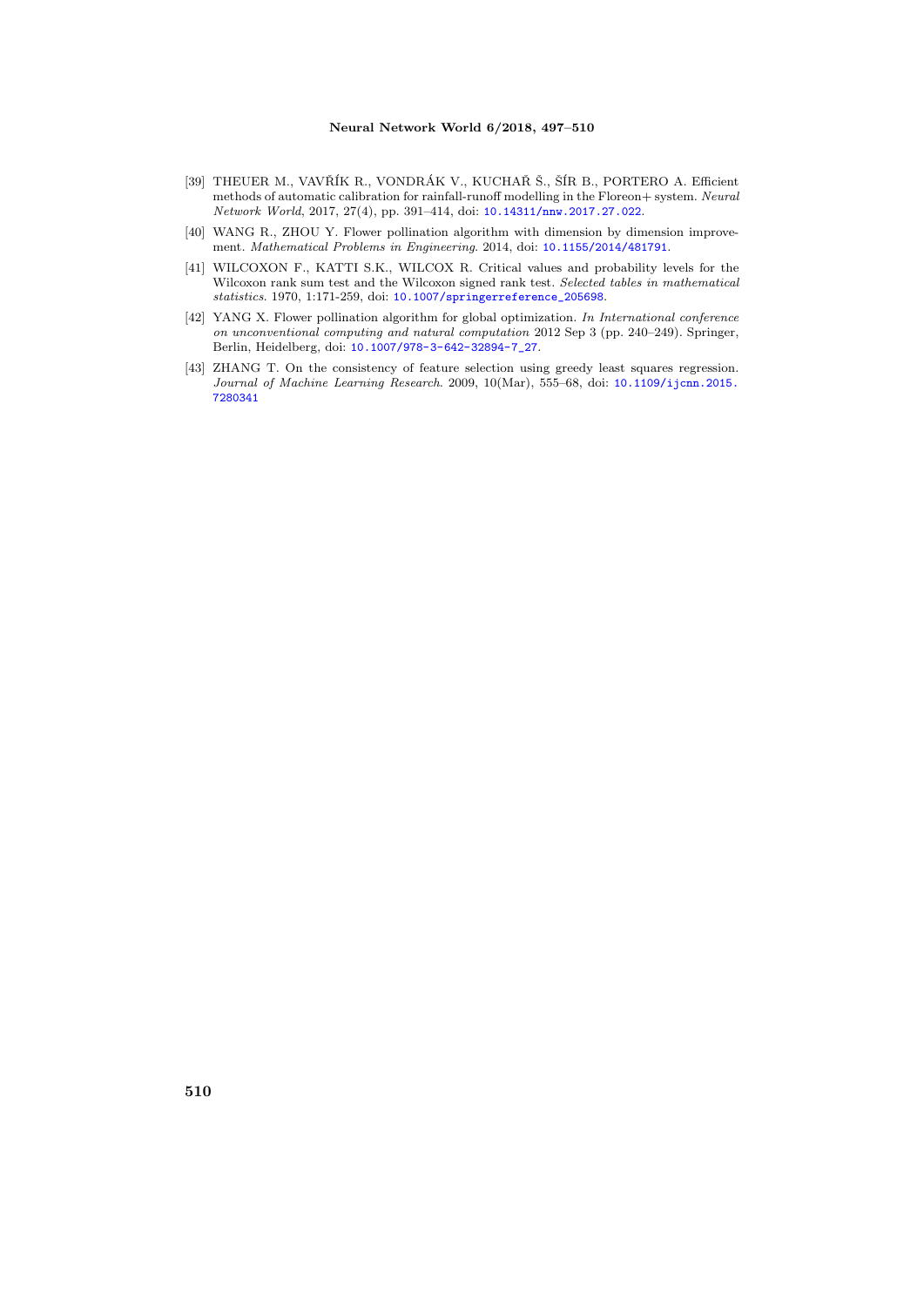[39] THEUER M., VAVŘÍK R., VONDRÁK V., KUCHAŘ Š., ŠÍR B., PORTERO A. Efficient methods of automatic calibration for rainfall-runoff modelling in the Floreon+ system. *Neural Network World*, 2017, 27(4), pp. 391–414, doi: 10.14311/nnw.2017.27.022.

[40] WANG R., ZHOU Y. Flower pollination algorithm with dimension by dimension improvement. *Mathematical Problems in Engineering*. 2014, doi: 10.1155/2014/481791.

[41] WILCOXON F., KATTI S.K., WILCOX R. Critical values and probability levels for the Wilcoxon rank sum test and the Wilcoxon signed rank test. *Selected tables in mathematical statistics*. 1970, 1:171-259, doi: 10.1007/springerreference_205698.

[42] YANG X. Flower pollination algorithm for global optimization. *In International conference on unconventional computing and natural computation* 2012 Sep 3 (pp. 240–249). Springer, Berlin, Heidelberg, doi: 10.1007/978-3-642-32894-7_27.

[43] ZHANG T. On the consistency of feature selection using greedy least squares regression. *Journal of Machine Learning Research*. 2009, 10(Mar), 555–68, doi: 10.1109/ijcnn.2015.7280341